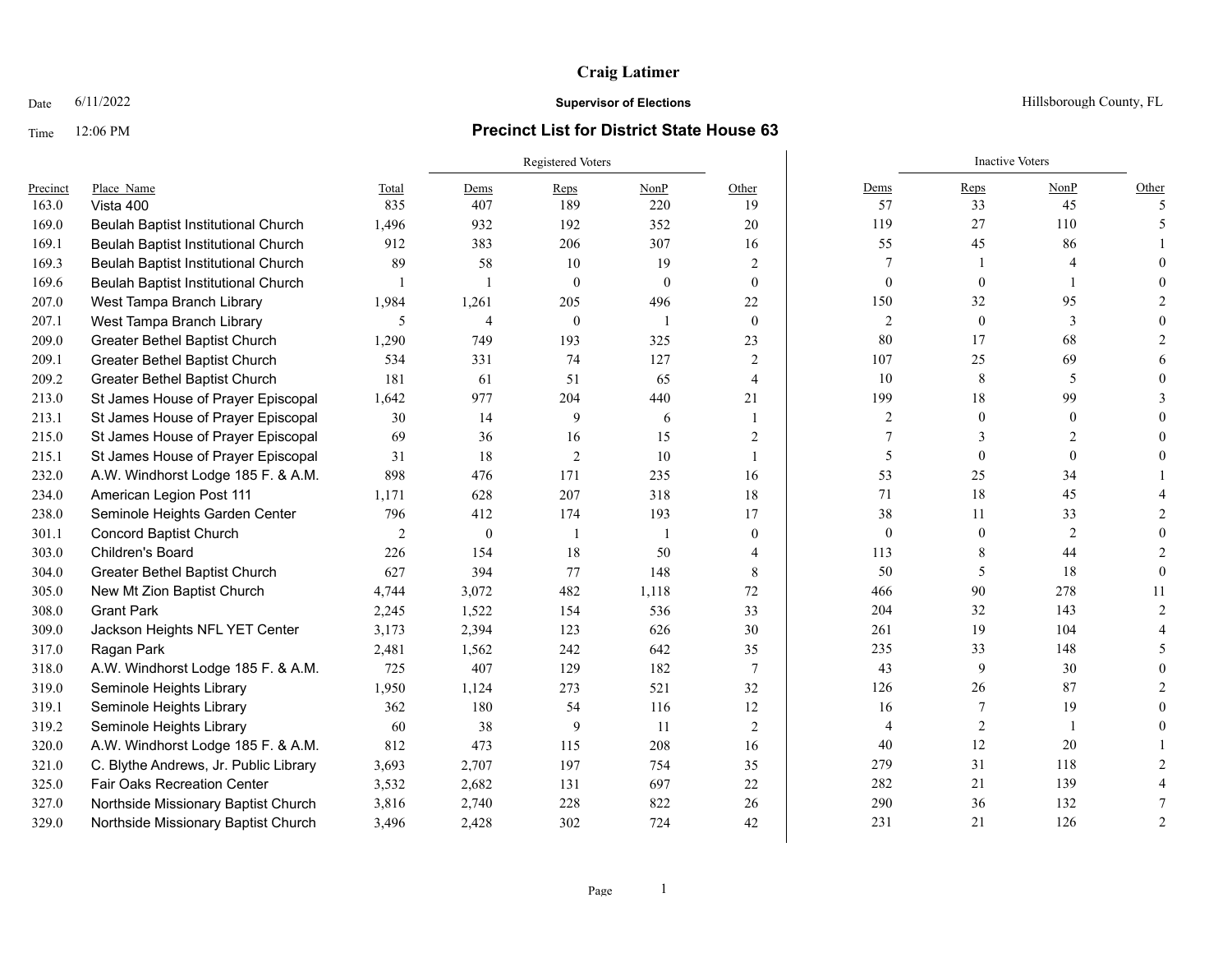# Craig Latimer

Date 6/11/2022

**Supervisor of Elections**

Hillsborough County, FL

Time 12:06 PM

## Precinct List for District State House 63

| Precinct | Place_Name | Total | Registered Voters | | | | Inactive Voters | | | |
|---|---|---|---|---|---|---|---|---|---|---|
| | | | Dems | Reps | NonP | Other | Dems | Reps | NonP | Other |
| 163.0 | Vista 400 | 835 | 407 | 189 | 220 | 19 | 57 | 33 | 45 | 5 |
| 169.0 | Beulah Baptist Institutional Church | 1,496 | 932 | 192 | 352 | 20 | 119 | 27 | 110 | 5 |
| 169.1 | Beulah Baptist Institutional Church | 912 | 383 | 206 | 307 | 16 | 55 | 45 | 86 | 1 |
| 169.3 | Beulah Baptist Institutional Church | 89 | 58 | 10 | 19 | 2 | 7 | 1 | 4 | 0 |
| 169.6 | Beulah Baptist Institutional Church | 1 | 1 | 0 | 0 | 0 | 0 | 0 | 1 | 0 |
| 207.0 | West Tampa Branch Library | 1,984 | 1,261 | 205 | 496 | 22 | 150 | 32 | 95 | 2 |
| 207.1 | West Tampa Branch Library | 5 | 4 | 0 | 1 | 0 | 2 | 0 | 3 | 0 |
| 209.0 | Greater Bethel Baptist Church | 1,290 | 749 | 193 | 325 | 23 | 80 | 17 | 68 | 2 |
| 209.1 | Greater Bethel Baptist Church | 534 | 331 | 74 | 127 | 2 | 107 | 25 | 69 | 6 |
| 209.2 | Greater Bethel Baptist Church | 181 | 61 | 51 | 65 | 4 | 10 | 8 | 5 | 0 |
| 213.0 | St James House of Prayer Episcopal | 1,642 | 977 | 204 | 440 | 21 | 199 | 18 | 99 | 3 |
| 213.1 | St James House of Prayer Episcopal | 30 | 14 | 9 | 6 | 1 | 2 | 0 | 0 | 0 |
| 215.0 | St James House of Prayer Episcopal | 69 | 36 | 16 | 15 | 2 | 7 | 3 | 2 | 0 |
| 215.1 | St James House of Prayer Episcopal | 31 | 18 | 2 | 10 | 1 | 5 | 0 | 0 | 0 |
| 232.0 | A.W. Windhorst Lodge 185 F. & A.M. | 898 | 476 | 171 | 235 | 16 | 53 | 25 | 34 | 1 |
| 234.0 | American Legion Post 111 | 1,171 | 628 | 207 | 318 | 18 | 71 | 18 | 45 | 4 |
| 238.0 | Seminole Heights Garden Center | 796 | 412 | 174 | 193 | 17 | 38 | 11 | 33 | 2 |
| 301.1 | Concord Baptist Church | 2 | 0 | 1 | 1 | 0 | 0 | 0 | 2 | 0 |
| 303.0 | Children's Board | 226 | 154 | 18 | 50 | 4 | 113 | 8 | 44 | 2 |
| 304.0 | Greater Bethel Baptist Church | 627 | 394 | 77 | 148 | 8 | 50 | 5 | 18 | 0 |
| 305.0 | New Mt Zion Baptist Church | 4,744 | 3,072 | 482 | 1,118 | 72 | 466 | 90 | 278 | 11 |
| 308.0 | Grant Park | 2,245 | 1,522 | 154 | 536 | 33 | 204 | 32 | 143 | 2 |
| 309.0 | Jackson Heights NFL YET Center | 3,173 | 2,394 | 123 | 626 | 30 | 261 | 19 | 104 | 4 |
| 317.0 | Ragan Park | 2,481 | 1,562 | 242 | 642 | 35 | 235 | 33 | 148 | 5 |
| 318.0 | A.W. Windhorst Lodge 185 F. & A.M. | 725 | 407 | 129 | 182 | 7 | 43 | 9 | 30 | 0 |
| 319.0 | Seminole Heights Library | 1,950 | 1,124 | 273 | 521 | 32 | 126 | 26 | 87 | 2 |
| 319.1 | Seminole Heights Library | 362 | 180 | 54 | 116 | 12 | 16 | 7 | 19 | 0 |
| 319.2 | Seminole Heights Library | 60 | 38 | 9 | 11 | 2 | 4 | 2 | 1 | 0 |
| 320.0 | A.W. Windhorst Lodge 185 F. & A.M. | 812 | 473 | 115 | 208 | 16 | 40 | 12 | 20 | 1 |
| 321.0 | C. Blythe Andrews, Jr. Public Library | 3,693 | 2,707 | 197 | 754 | 35 | 279 | 31 | 118 | 2 |
| 325.0 | Fair Oaks Recreation Center | 3,532 | 2,682 | 131 | 697 | 22 | 282 | 21 | 139 | 4 |
| 327.0 | Northside Missionary Baptist Church | 3,816 | 2,740 | 228 | 822 | 26 | 290 | 36 | 132 | 7 |
| 329.0 | Northside Missionary Baptist Church | 3,496 | 2,428 | 302 | 724 | 42 | 231 | 21 | 126 | 2 |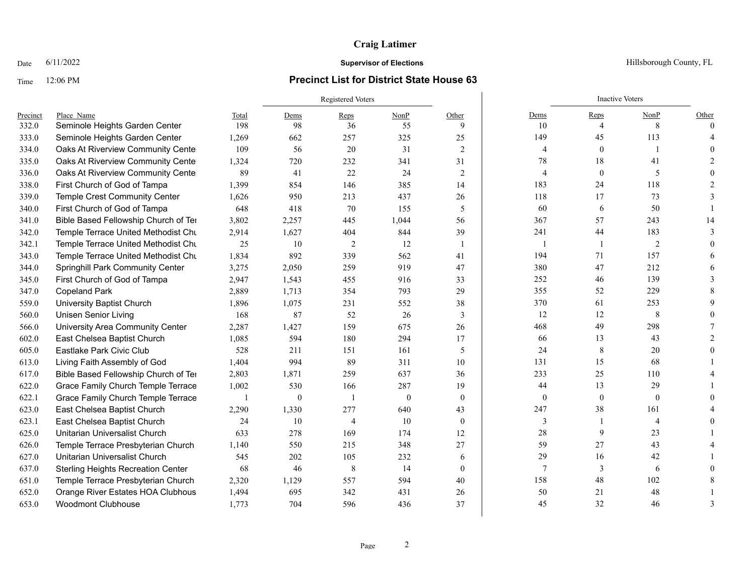**Craig Latimer**

Date 6/11/2022 **Supervisor of Elections** Hillsborough County, FL

Time 12:06 PM

## Precinct List for District State House 63

| | | | Registered Voters | | | | Inactive Voters | | | |
|---|---|---|---|---|---|---|---|---|---|---|
| Precinct | Place_Name | Total | Dems | Reps | NonP | Other | Dems | Reps | NonP | Other |
| 332.0 | Seminole Heights Garden Center | 198 | 98 | 36 | 55 | 9 | 10 | 4 | 8 | 0 |
| 333.0 | Seminole Heights Garden Center | 1,269 | 662 | 257 | 325 | 25 | 149 | 45 | 113 | 4 |
| 334.0 | Oaks At Riverview Community Cente | 109 | 56 | 20 | 31 | 2 | 4 | 0 | 1 | 0 |
| 335.0 | Oaks At Riverview Community Cente | 1,324 | 720 | 232 | 341 | 31 | 78 | 18 | 41 | 2 |
| 336.0 | Oaks At Riverview Community Cente | 89 | 41 | 22 | 24 | 2 | 4 | 0 | 5 | 0 |
| 338.0 | First Church of God of Tampa | 1,399 | 854 | 146 | 385 | 14 | 183 | 24 | 118 | 2 |
| 339.0 | Temple Crest Community Center | 1,626 | 950 | 213 | 437 | 26 | 118 | 17 | 73 | 3 |
| 340.0 | First Church of God of Tampa | 648 | 418 | 70 | 155 | 5 | 60 | 6 | 50 | 1 |
| 341.0 | Bible Based Fellowship Church of Tei | 3,802 | 2,257 | 445 | 1,044 | 56 | 367 | 57 | 243 | 14 |
| 342.0 | Temple Terrace United Methodist Chu | 2,914 | 1,627 | 404 | 844 | 39 | 241 | 44 | 183 | 3 |
| 342.1 | Temple Terrace United Methodist Chu | 25 | 10 | 2 | 12 | 1 | 1 | 1 | 2 | 0 |
| 343.0 | Temple Terrace United Methodist Chu | 1,834 | 892 | 339 | 562 | 41 | 194 | 71 | 157 | 6 |
| 344.0 | Springhill Park Community Center | 3,275 | 2,050 | 259 | 919 | 47 | 380 | 47 | 212 | 6 |
| 345.0 | First Church of God of Tampa | 2,947 | 1,543 | 455 | 916 | 33 | 252 | 46 | 139 | 3 |
| 347.0 | Copeland Park | 2,889 | 1,713 | 354 | 793 | 29 | 355 | 52 | 229 | 8 |
| 559.0 | University Baptist Church | 1,896 | 1,075 | 231 | 552 | 38 | 370 | 61 | 253 | 9 |
| 560.0 | Unisen Senior Living | 168 | 87 | 52 | 26 | 3 | 12 | 12 | 8 | 0 |
| 566.0 | University Area Community Center | 2,287 | 1,427 | 159 | 675 | 26 | 468 | 49 | 298 | 7 |
| 602.0 | East Chelsea Baptist Church | 1,085 | 594 | 180 | 294 | 17 | 66 | 13 | 43 | 2 |
| 605.0 | Eastlake Park Civic Club | 528 | 211 | 151 | 161 | 5 | 24 | 8 | 20 | 0 |
| 613.0 | Living Faith Assembly of God | 1,404 | 994 | 89 | 311 | 10 | 131 | 15 | 68 | 1 |
| 617.0 | Bible Based Fellowship Church of Tei | 2,803 | 1,871 | 259 | 637 | 36 | 233 | 25 | 110 | 4 |
| 622.0 | Grace Family Church Temple Terrace | 1,002 | 530 | 166 | 287 | 19 | 44 | 13 | 29 | 1 |
| 622.1 | Grace Family Church Temple Terrace | 1 | 0 | 1 | 0 | 0 | 0 | 0 | 0 | 0 |
| 623.0 | East Chelsea Baptist Church | 2,290 | 1,330 | 277 | 640 | 43 | 247 | 38 | 161 | 4 |
| 623.1 | East Chelsea Baptist Church | 24 | 10 | 4 | 10 | 0 | 3 | 1 | 4 | 0 |
| 625.0 | Unitarian Universalist Church | 633 | 278 | 169 | 174 | 12 | 28 | 9 | 23 | 1 |
| 626.0 | Temple Terrace Presbyterian Church | 1,140 | 550 | 215 | 348 | 27 | 59 | 27 | 43 | 4 |
| 627.0 | Unitarian Universalist Church | 545 | 202 | 105 | 232 | 6 | 29 | 16 | 42 | 1 |
| 637.0 | Sterling Heights Recreation Center | 68 | 46 | 8 | 14 | 0 | 7 | 3 | 6 | 0 |
| 651.0 | Temple Terrace Presbyterian Church | 2,320 | 1,129 | 557 | 594 | 40 | 158 | 48 | 102 | 8 |
| 652.0 | Orange River Estates HOA Clubhous | 1,494 | 695 | 342 | 431 | 26 | 50 | 21 | 48 | 1 |
| 653.0 | Woodmont Clubhouse | 1,773 | 704 | 596 | 436 | 37 | 45 | 32 | 46 | 3 |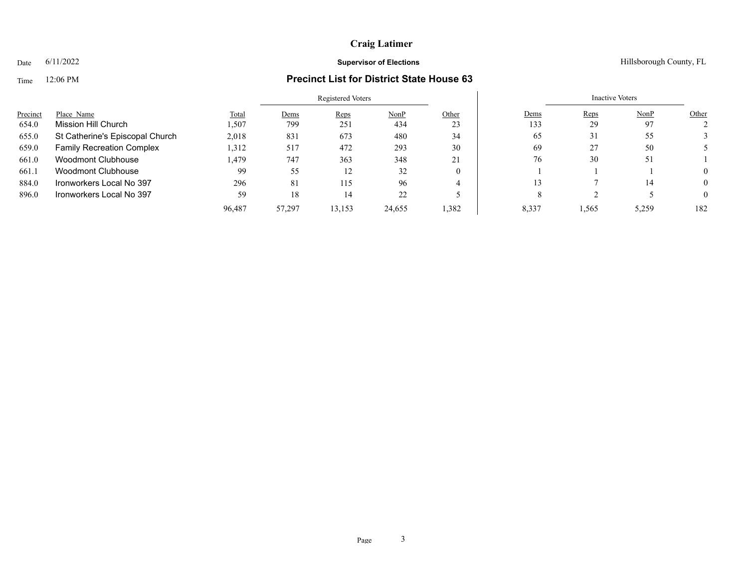# Craig Latimer

**Supervisor of Elections**

Date 6/11/2022

Time 12:06 PM

Hillsborough County, FL

## Precinct List for District State House 63

| | | | Registered Voters | | | | Inactive Voters | | | |
|---|---|---|---|---|---|---|---|---|---|---|
| Precinct | Place_Name | Total | Dems | Reps | NonP | Other | Dems | Reps | NonP | Other |
| 654.0 | Mission Hill Church | 1,507 | 799 | 251 | 434 | 23 | 133 | 29 | 97 | 2 |
| 655.0 | St Catherine's Episcopal Church | 2,018 | 831 | 673 | 480 | 34 | 65 | 31 | 55 | 3 |
| 659.0 | Family Recreation Complex | 1,312 | 517 | 472 | 293 | 30 | 69 | 27 | 50 | 5 |
| 661.0 | Woodmont Clubhouse | 1,479 | 747 | 363 | 348 | 21 | 76 | 30 | 51 | 1 |
| 661.1 | Woodmont Clubhouse | 99 | 55 | 12 | 32 | 0 | 1 | 1 | 1 | 0 |
| 884.0 | Ironworkers Local No 397 | 296 | 81 | 115 | 96 | 4 | 13 | 7 | 14 | 0 |
| 896.0 | Ironworkers Local No 397 | 59 | 18 | 14 | 22 | 5 | 8 | 2 | 5 | 0 |
| | | 96,487 | 57,297 | 13,153 | 24,655 | 1,382 | 8,337 | 1,565 | 5,259 | 182 |